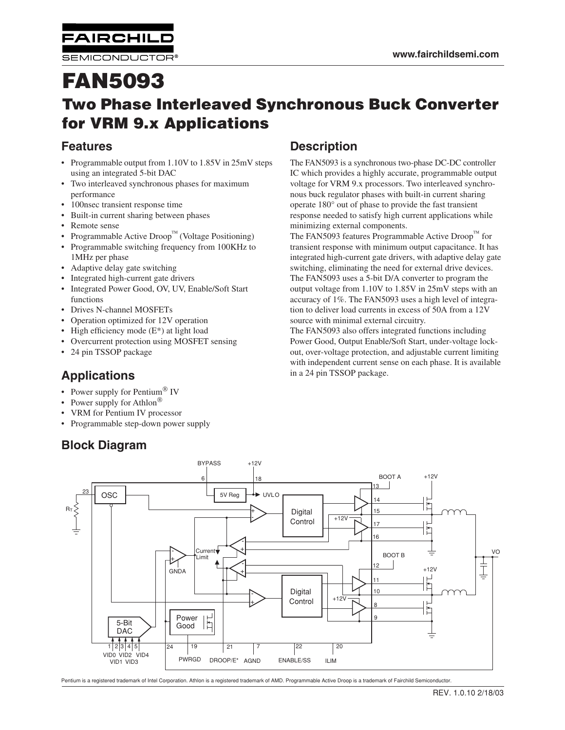# FAN5093

## Two Phase Interleaved Synchronous Buck Converter for VRM 9.x Applications

## Features

- Programmable output from 1.10V to 1.85V in 25mV steps using an integrated 5-bit DAC
- Two interleaved synchronous phases for maximum performance
- 100nsec transient response time
- Built-in current sharing between phases
- Remote sense
- Programmable Active Droop™ (Voltage Positioning)
- Programmable switching frequency from 100KHz to 1MHz per phase
- Adaptive delay gate switching
- Integrated high-current gate drivers
- Integrated Power Good, OV, UV, Enable/Soft Start functions
- Drives N-channel MOSFETs
- Operation optimized for 12V operation
- High efficiency mode (E*) at light load
- Overcurrent protection using MOSFET sensing
- 24 pin TSSOP package

## Applications

- Power supply for Pentium® IV
- Power supply for Athlon®
- VRM for Pentium IV processor
- Programmable step-down power supply

## Description

The FAN5093 is a synchronous two-phase DC-DC controller IC which provides a highly accurate, programmable output voltage for VRM 9.x processors. Two interleaved synchronous buck regulator phases with built-in current sharing operate 180° out of phase to provide the fast transient response needed to satisfy high current applications while minimizing external components.

The FAN5093 features Programmable Active Droop™ for transient response with minimum output capacitance. It has integrated high-current gate drivers, with adaptive delay gate switching, eliminating the need for external drive devices.

The FAN5093 uses a 5-bit D/A converter to program the output voltage from 1.10V to 1.85V in 25mV steps with an accuracy of 1%. The FAN5093 uses a high level of integration to deliver load currents in excess of 50A from a 12V source with minimal external circuitry.

The FAN5093 also offers integrated functions including Power Good, Output Enable/Soft Start, under-voltage lockout, over-voltage protection, and adjustable current limiting with independent current sense on each phase. It is available in a 24 pin TSSOP package.

## Block Diagram

Pentium is a registered trademark of Intel Corporation. Athlon is a registered trademark of AMD. Programmable Active Droop is a trademark of Fairchild Semiconductor.

REV. 1.0.10 2/18/03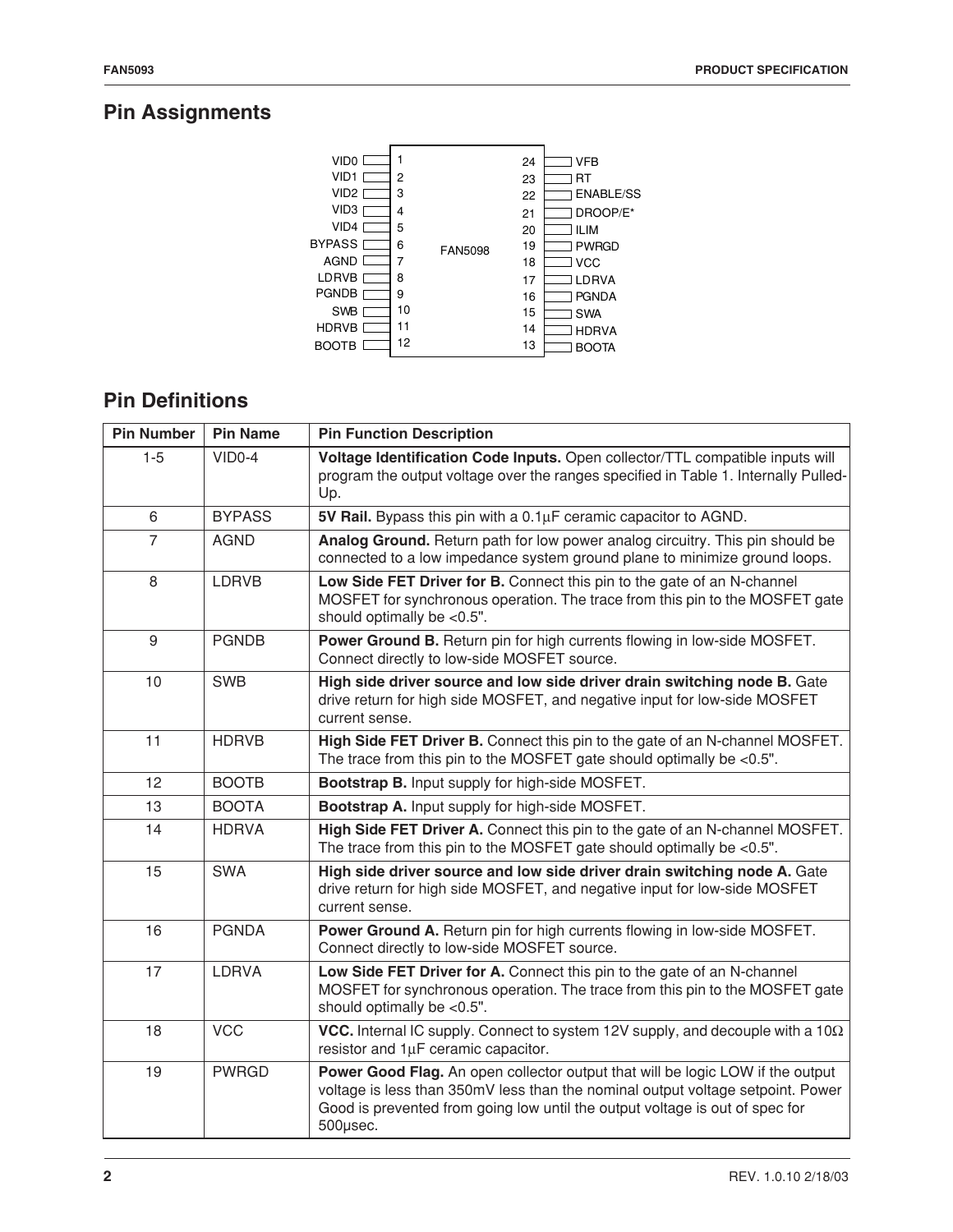## Pin Assignments

| Pin | Name | | Pin | Name |
|---|---|---|---|---|
| 1 | VID0 | | 24 | VFB |
| 2 | VID1 | | 23 | RT |
| 3 | VID2 | | 22 | ENABLE/SS |
| 4 | VID3 | | 21 | DROOP/E* |
| 5 | VID4 | | 20 | ILIM |
| 6 | BYPASS | FAN5098 | 19 | PWRGD |
| 7 | AGND | | 18 | VCC |
| 8 | LDRVB | | 17 | LDRVA |
| 9 | PGNDB | | 16 | PGNDA |
| 10 | SWB | | 15 | SWA |
| 11 | HDRVB | | 14 | HDRVA |
| 12 | BOOTB | | 13 | BOOTA |

## Pin Definitions

| Pin Number | Pin Name | Pin Function Description |
|---|---|---|
| 1-5 | VID0-4 | **Voltage Identification Code Inputs.** Open collector/TTL compatible inputs will program the output voltage over the ranges specified in Table 1. Internally Pulled-Up. |
| 6 | BYPASS | **5V Rail.** Bypass this pin with a 0.1µF ceramic capacitor to AGND. |
| 7 | AGND | **Analog Ground.** Return path for low power analog circuitry. This pin should be connected to a low impedance system ground plane to minimize ground loops. |
| 8 | LDRVB | **Low Side FET Driver for B.** Connect this pin to the gate of an N-channel MOSFET for synchronous operation. The trace from this pin to the MOSFET gate should optimally be <0.5". |
| 9 | PGNDB | **Power Ground B.** Return pin for high currents flowing in low-side MOSFET. Connect directly to low-side MOSFET source. |
| 10 | SWB | **High side driver source and low side driver drain switching node B.** Gate drive return for high side MOSFET, and negative input for low-side MOSFET current sense. |
| 11 | HDRVB | **High Side FET Driver B.** Connect this pin to the gate of an N-channel MOSFET. The trace from this pin to the MOSFET gate should optimally be <0.5". |
| 12 | BOOTB | **Bootstrap B.** Input supply for high-side MOSFET. |
| 13 | BOOTA | **Bootstrap A.** Input supply for high-side MOSFET. |
| 14 | HDRVA | **High Side FET Driver A.** Connect this pin to the gate of an N-channel MOSFET. The trace from this pin to the MOSFET gate should optimally be <0.5". |
| 15 | SWA | **High side driver source and low side driver drain switching node A.** Gate drive return for high side MOSFET, and negative input for low-side MOSFET current sense. |
| 16 | PGNDA | **Power Ground A.** Return pin for high currents flowing in low-side MOSFET. Connect directly to low-side MOSFET source. |
| 17 | LDRVA | **Low Side FET Driver for A.** Connect this pin to the gate of an N-channel MOSFET for synchronous operation. The trace from this pin to the MOSFET gate should optimally be <0.5". |
| 18 | VCC | **VCC.** Internal IC supply. Connect to system 12V supply, and decouple with a 10Ω resistor and 1µF ceramic capacitor. |
| 19 | PWRGD | **Power Good Flag.** An open collector output that will be logic LOW if the output voltage is less than 350mV less than the nominal output voltage setpoint. Power Good is prevented from going low until the output voltage is out of spec for 500µsec. |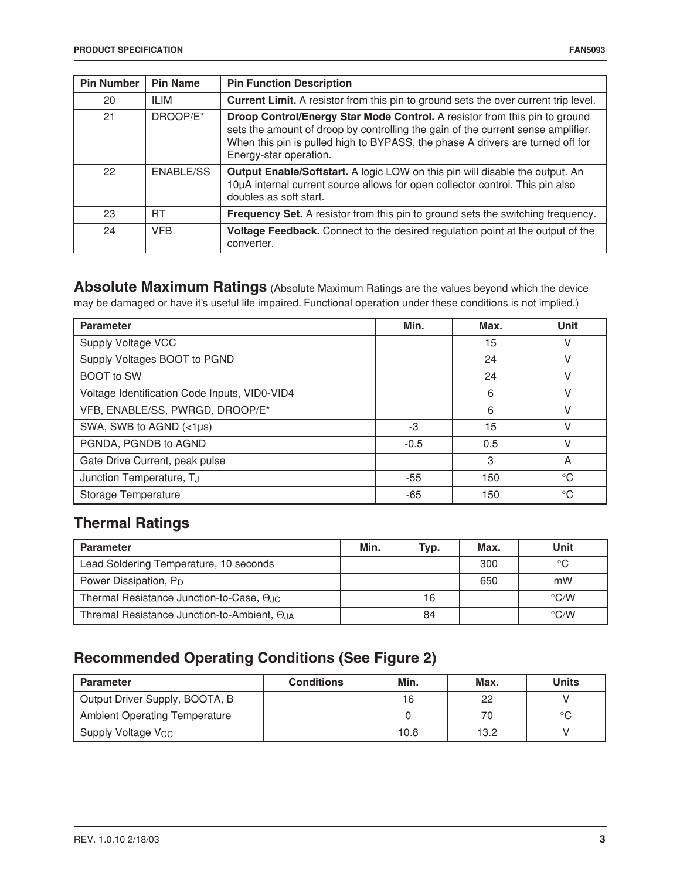| Pin Number | Pin Name | Pin Function Description |
| --- | --- | --- |
| 20 | ILIM | **Current Limit.** A resistor from this pin to ground sets the over current trip level. |
| 21 | DROOP/E* | **Droop Control/Energy Star Mode Control.** A resistor from this pin to ground sets the amount of droop by controlling the gain of the current sense amplifier. When this pin is pulled high to BYPASS, the phase A drivers are turned off for Energy-star operation. |
| 22 | ENABLE/SS | **Output Enable/Softstart.** A logic LOW on this pin will disable the output. An 10µA internal current source allows for open collector control. This pin also doubles as soft start. |
| 23 | RT | **Frequency Set.** A resistor from this pin to ground sets the switching frequency. |
| 24 | VFB | **Voltage Feedback.** Connect to the desired regulation point at the output of the converter. |

## Absolute Maximum Ratings

(Absolute Maximum Ratings are the values beyond which the device may be damaged or have it's useful life impaired. Functional operation under these conditions is not implied.)

| Parameter | Min. | Max. | Unit |
| --- | --- | --- | --- |
| Supply Voltage VCC | | 15 | V |
| Supply Voltages BOOT to PGND | | 24 | V |
| BOOT to SW | | 24 | V |
| Voltage Identification Code Inputs, VID0-VID4 | | 6 | V |
| VFB, ENABLE/SS, PWRGD, DROOP/E* | | 6 | V |
| SWA, SWB to AGND (<1µs) | -3 | 15 | V |
| PGNDA, PGNDB to AGND | -0.5 | 0.5 | V |
| Gate Drive Current, peak pulse | | 3 | A |
| Junction Temperature, $T_J$ | -55 | 150 | °C |
| Storage Temperature | -65 | 150 | °C |

## Thermal Ratings

| Parameter | Min. | Typ. | Max. | Unit |
| --- | --- | --- | --- | --- |
| Lead Soldering Temperature, 10 seconds | | | 300 | °C |
| Power Dissipation, $P_D$ | | | 650 | mW |
| Thermal Resistance Junction-to-Case, $\Theta_{JC}$ | | 16 | | °C/W |
| Thremal Resistance Junction-to-Ambient, $\Theta_{JA}$ | | 84 | | °C/W |

## Recommended Operating Conditions (See Figure 2)

| Parameter | Conditions | Min. | Max. | Units |
| --- | --- | --- | --- | --- |
| Output Driver Supply, BOOTA, B | | 16 | 22 | V |
| Ambient Operating Temperature | | 0 | 70 | °C |
| Supply Voltage $V_{CC}$ | | 10.8 | 13.2 | V |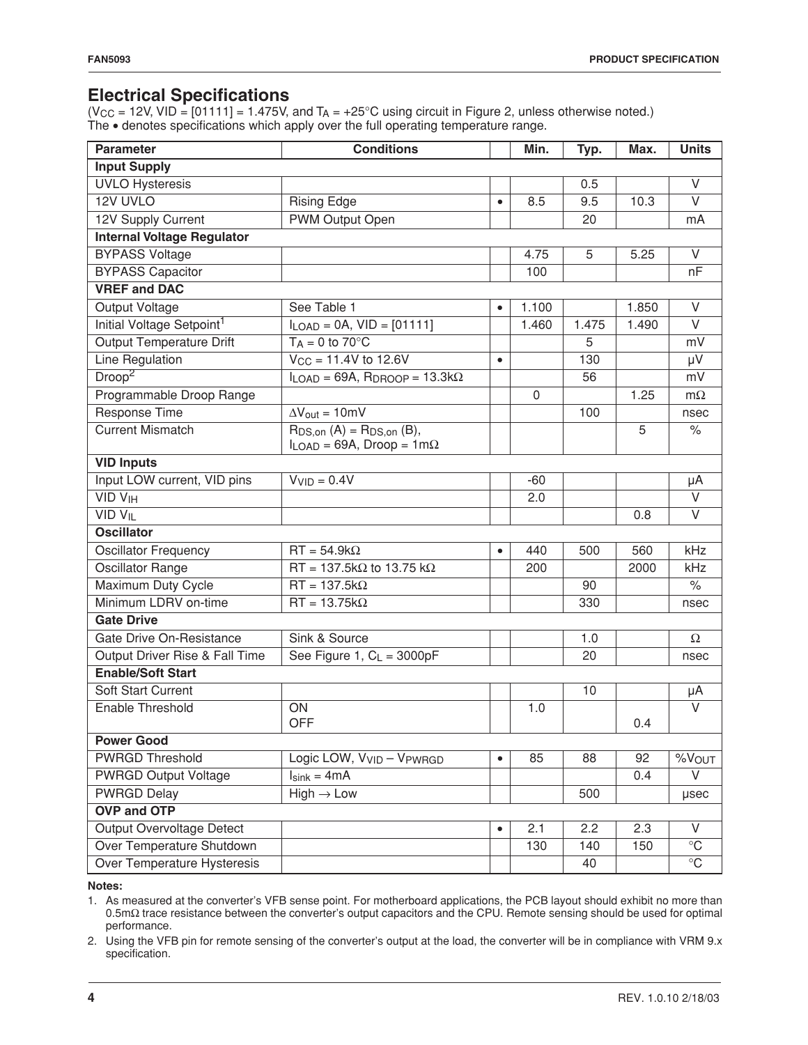## Electrical Specifications

($V_{CC}$ = 12V, VID = [01111] = 1.475V, and $T_A$ = +25°C using circuit in Figure 2, unless otherwise noted.)
The • denotes specifications which apply over the full operating temperature range.

| Parameter | Conditions | | Min. | Typ. | Max. | Units |
|---|---|---|---|---|---|---|
| **Input Supply** | | | | | | |
| UVLO Hysteresis | | | | 0.5 | | V |
| 12V UVLO | Rising Edge | • | 8.5 | 9.5 | 10.3 | V |
| 12V Supply Current | PWM Output Open | | | 20 | | mA |
| **Internal Voltage Regulator** | | | | | | |
| BYPASS Voltage | | | 4.75 | 5 | 5.25 | V |
| BYPASS Capacitor | | | 100 | | | nF |
| **VREF and DAC** | | | | | | |
| Output Voltage | See Table 1 | • | 1.100 | | 1.850 | V |
| Initial Voltage Setpoint[1] | $I_{LOAD}$ = 0A, VID = [01111] | | 1.460 | 1.475 | 1.490 | V |
| Output Temperature Drift | $T_A$ = 0 to 70°C | | | 5 | | mV |
| Line Regulation | $V_{CC}$ = 11.4V to 12.6V | • | | 130 | | μV |
| Droop[2] | $I_{LOAD}$ = 69A, $R_{DROOP}$ = 13.3kΩ | | | 56 | | mV |
| Programmable Droop Range | | | 0 | | 1.25 | mΩ |
| Response Time | $\Delta V_{out}$ = 10mV | | | 100 | | nsec |
| Current Mismatch | $R_{DS,on}$ (A) = $R_{DS,on}$ (B), $I_{LOAD}$ = 69A, Droop = 1mΩ | | | | 5 | % |
| **VID Inputs** | | | | | | |
| Input LOW current, VID pins | $V_{VID}$ = 0.4V | | -60 | | | μA |
| VID $V_{IH}$ | | | 2.0 | | | V |
| VID $V_{IL}$ | | | | | 0.8 | V |
| **Oscillator** | | | | | | |
| Oscillator Frequency | RT = 54.9kΩ | • | 440 | 500 | 560 | kHz |
| Oscillator Range | RT = 137.5kΩ to 13.75 kΩ | | 200 | | 2000 | kHz |
| Maximum Duty Cycle | RT = 137.5kΩ | | | 90 | | % |
| Minimum LDRV on-time | RT = 13.75kΩ | | | 330 | | nsec |
| **Gate Drive** | | | | | | |
| Gate Drive On-Resistance | Sink & Source | | | 1.0 | | Ω |
| Output Driver Rise & Fall Time | See Figure 1, $C_L$ = 3000pF | | | 20 | | nsec |
| **Enable/Soft Start** | | | | | | |
| Soft Start Current | | | | 10 | | μA |
| Enable Threshold | ON<br>OFF | | 1.0 | | <br>0.4 | V |
| **Power Good** | | | | | | |
| PWRGD Threshold | Logic LOW, $V_{VID} - V_{PWRGD}$ | • | 85 | 88 | 92 | $\%V_{OUT}$ |
| PWRGD Output Voltage | $I_{sink}$ = 4mA | | | | 0.4 | V |
| PWRGD Delay | High → Low | | | 500 | | μsec |
| **OVP and OTP** | | | | | | |
| Output Overvoltage Detect | | • | 2.1 | 2.2 | 2.3 | V |
| Over Temperature Shutdown | | | 130 | 140 | 150 | °C |
| Over Temperature Hysteresis | | | | 40 | | °C |

**Notes:**

1. As measured at the converter's VFB sense point. For motherboard applications, the PCB layout should exhibit no more than 0.5mΩ trace resistance between the converter's output capacitors and the CPU. Remote sensing should be used for optimal performance.
2. Using the VFB pin for remote sensing of the converter's output at the load, the converter will be in compliance with VRM 9.x specification.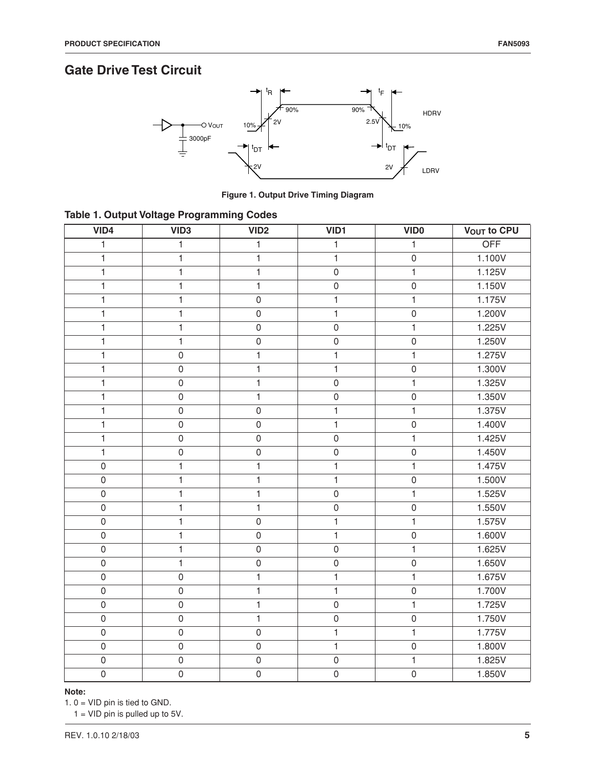## Gate Drive Test Circuit

Figure 1. Output Drive Timing Diagram

### Table 1. Output Voltage Programming Codes

| VID4 | VID3 | VID2 | VID1 | VID0 | $V_{OUT}$ to CPU |
|---|---|---|---|---|---|
| 1 | 1 | 1 | 1 | 1 | OFF |
| 1 | 1 | 1 | 1 | 0 | 1.100V |
| 1 | 1 | 1 | 0 | 1 | 1.125V |
| 1 | 1 | 1 | 0 | 0 | 1.150V |
| 1 | 1 | 0 | 1 | 1 | 1.175V |
| 1 | 1 | 0 | 1 | 0 | 1.200V |
| 1 | 1 | 0 | 0 | 1 | 1.225V |
| 1 | 1 | 0 | 0 | 0 | 1.250V |
| 1 | 0 | 1 | 1 | 1 | 1.275V |
| 1 | 0 | 1 | 1 | 0 | 1.300V |
| 1 | 0 | 1 | 0 | 1 | 1.325V |
| 1 | 0 | 1 | 0 | 0 | 1.350V |
| 1 | 0 | 0 | 1 | 1 | 1.375V |
| 1 | 0 | 0 | 1 | 0 | 1.400V |
| 1 | 0 | 0 | 0 | 1 | 1.425V |
| 1 | 0 | 0 | 0 | 0 | 1.450V |
| 0 | 1 | 1 | 1 | 1 | 1.475V |
| 0 | 1 | 1 | 1 | 0 | 1.500V |
| 0 | 1 | 1 | 0 | 1 | 1.525V |
| 0 | 1 | 1 | 0 | 0 | 1.550V |
| 0 | 1 | 0 | 1 | 1 | 1.575V |
| 0 | 1 | 0 | 1 | 0 | 1.600V |
| 0 | 1 | 0 | 0 | 1 | 1.625V |
| 0 | 1 | 0 | 0 | 0 | 1.650V |
| 0 | 0 | 1 | 1 | 1 | 1.675V |
| 0 | 0 | 1 | 1 | 0 | 1.700V |
| 0 | 0 | 1 | 0 | 1 | 1.725V |
| 0 | 0 | 1 | 0 | 0 | 1.750V |
| 0 | 0 | 0 | 1 | 1 | 1.775V |
| 0 | 0 | 0 | 1 | 0 | 1.800V |
| 0 | 0 | 0 | 0 | 1 | 1.825V |
| 0 | 0 | 0 | 0 | 0 | 1.850V |

**Note:**

1. 0 = VID pin is tied to GND.
   1 = VID pin is pulled up to 5V.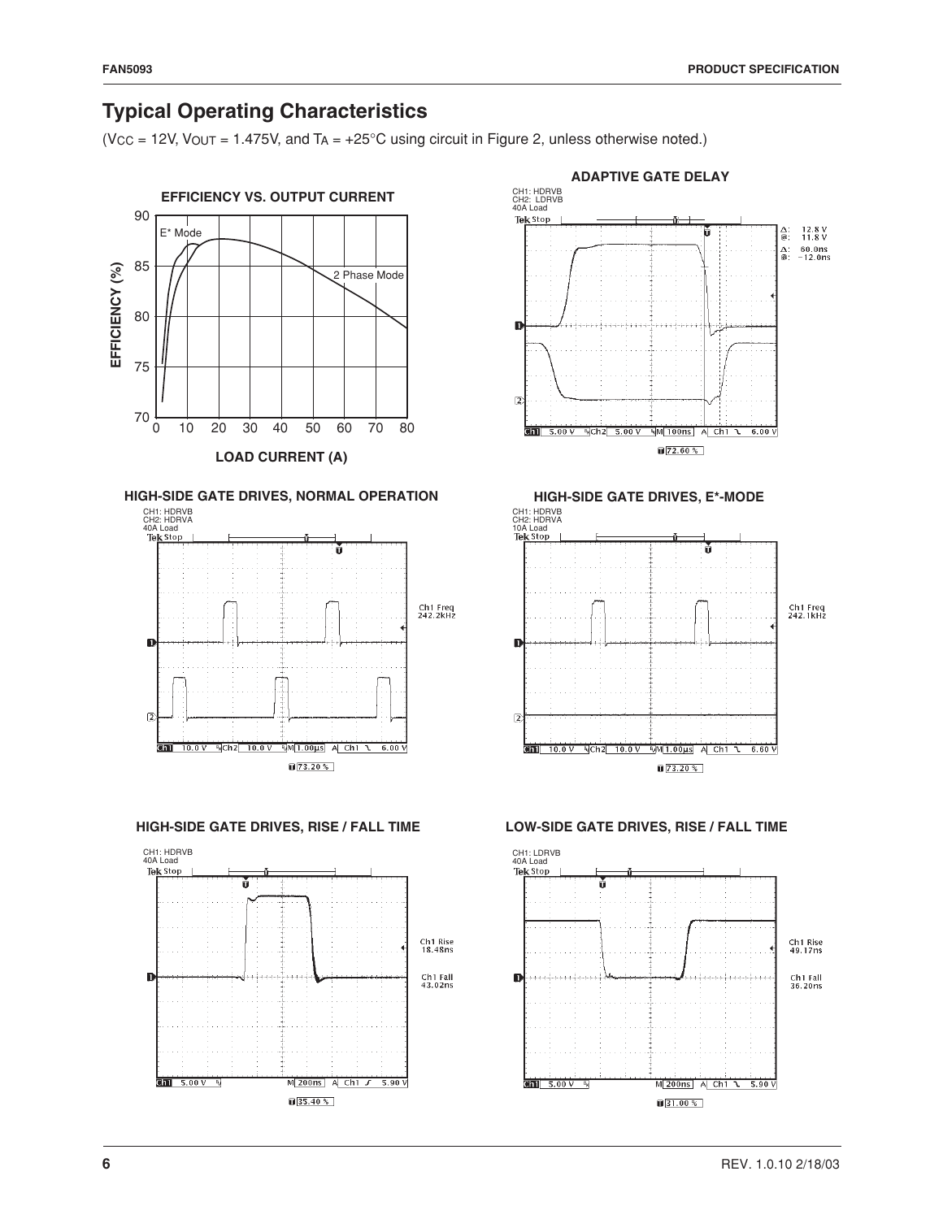## Typical Operating Characteristics

($V_{CC}$ = 12V, $V_{OUT}$ = 1.475V, and $T_A$ = +25°C using circuit in Figure 2, unless otherwise noted.)

**EFFICIENCY VS. OUTPUT CURRENT**

E* Mode

2 Phase Mode

EFFICIENCY (%)

LOAD CURRENT (A)

**ADAPTIVE GATE DELAY**

CH1: HDRVB
CH2: LDRVB
40A Load

**HIGH-SIDE GATE DRIVES, NORMAL OPERATION**

CH1: HDRVB
CH2: HDRVA
40A Load

**HIGH-SIDE GATE DRIVES, E*-MODE**

CH1: HDRVB
CH2: HDRVA
10A Load

**HIGH-SIDE GATE DRIVES, RISE / FALL TIME**

CH1: HDRVB
40A Load

**LOW-SIDE GATE DRIVES, RISE / FALL TIME**

CH1: LDRVB
40A Load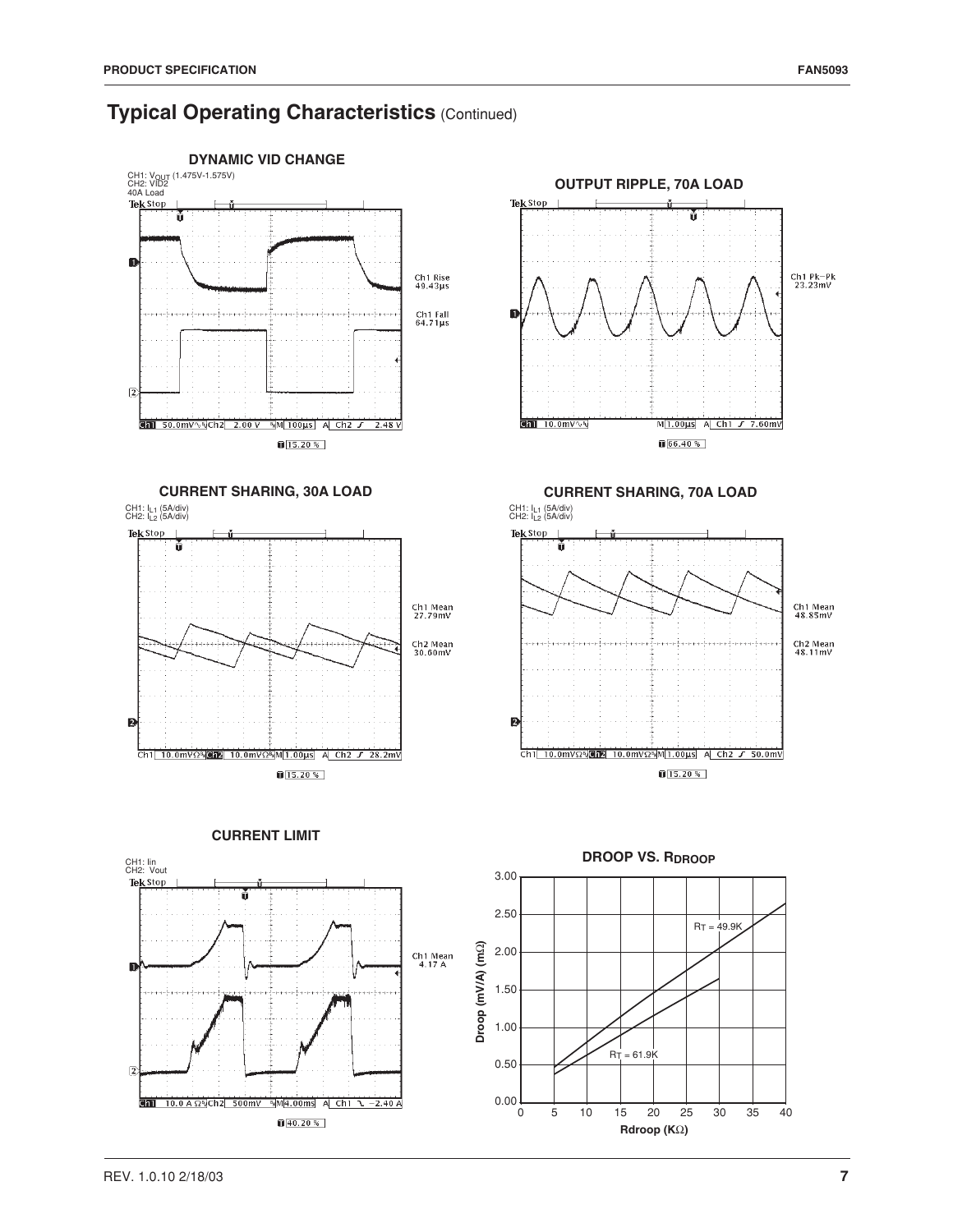## Typical Operating Characteristics (Continued)

**DYNAMIC VID CHANGE**

CH1: $V_{OUT}$ (1.475V-1.575V)
CH2: VID2
40A Load

Ch1 Rise 40.43µs
Ch1 Fall 64.71µs

Ch1 50.0mV Ch2 2.00 V M 100µs A Ch2 2.48 V
15.20 %

**OUTPUT RIPPLE, 70A LOAD**

Ch1 Pk−Pk 23.23mV

Ch1 10.0mV M 1.00µs A Ch1 7.60mV
66.40 %

**CURRENT SHARING, 30A LOAD**

CH1: $I_{L1}$ (5A/div)
CH2: $I_{L2}$ (5A/div)

Ch1 Mean 27.79mV
Ch2 Mean 30.60mV

Ch1 10.0mVΩ Ch2 10.0mVΩ M 1.00µs A Ch2 28.2mV
15.20 %

**CURRENT SHARING, 70A LOAD**

CH1: $I_{L1}$ (5A/div)
CH2: $I_{L2}$ (5A/div)

Ch1 Mean 48.85mV
Ch2 Mean 48.11mV

Ch1 10.0mVΩ Ch2 10.0mVΩ M 1.00µs A Ch2 50.0mV
15.20 %

**CURRENT LIMIT**

CH1: Iin
CH2: Vout

Ch1 Mean 4.17 A

Ch1 10.0 AΩ Ch2 500mV M 4.00ms A Ch1 −2.40 A
40.20 %

**DROOP VS. $R_{DROOP}$**

Droop (mV/A) (mΩ) vs. Rdroop (KΩ); curves for $R_T$ = 49.9K and $R_T$ = 61.9K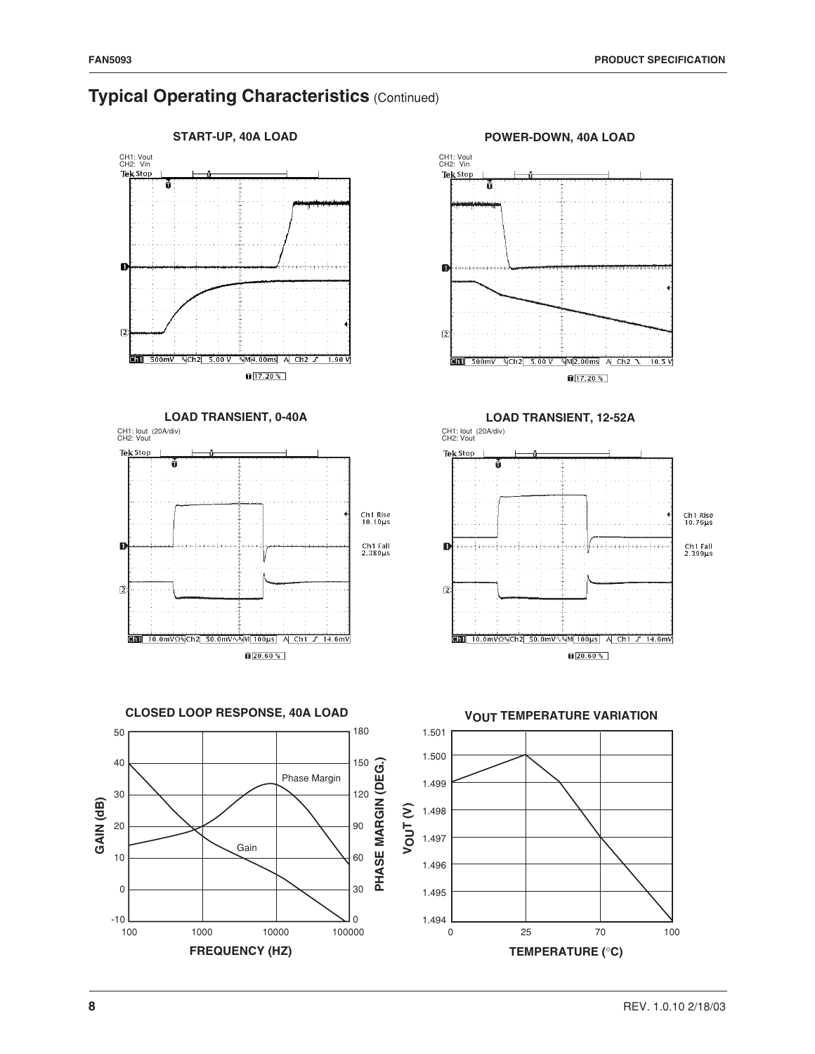## Typical Operating Characteristics (Continued)

**START-UP, 40A LOAD**

CH1: Vout
CH2: Vin

**POWER-DOWN, 40A LOAD**

CH1: Vout
CH2: Vin

**LOAD TRANSIENT, 0-40A**

CH1: Iout (20A/div)
CH2: Vout

**LOAD TRANSIENT, 12-52A**

CH1: Iout (20A/div)
CH2: Vout

**CLOSED LOOP RESPONSE, 40A LOAD**

**$V_{OUT}$ TEMPERATURE VARIATION**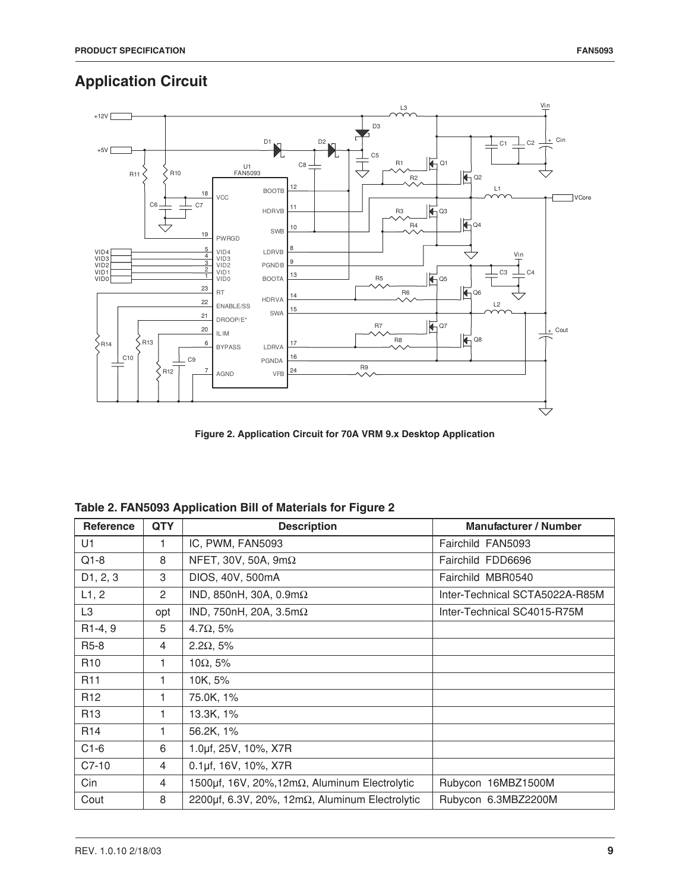## Application Circuit

Figure 2. Application Circuit for 70A VRM 9.x Desktop Application

**Table 2. FAN5093 Application Bill of Materials for Figure 2**

| Reference | QTY | Description | Manufacturer / Number |
|---|---|---|---|
| U1 | 1 | IC, PWM, FAN5093 | Fairchild FAN5093 |
| Q1-8 | 8 | NFET, 30V, 50A, 9mΩ | Fairchild FDD6696 |
| D1, 2, 3 | 3 | DIOS, 40V, 500mA | Fairchild MBR0540 |
| L1, 2 | 2 | IND, 850nH, 30A, 0.9mΩ | Inter-Technical SCTA5022A-R85M |
| L3 | opt | IND, 750nH, 20A, 3.5mΩ | Inter-Technical SC4015-R75M |
| R1-4, 9 | 5 | 4.7Ω, 5% | |
| R5-8 | 4 | 2.2Ω, 5% | |
| R10 | 1 | 10Ω, 5% | |
| R11 | 1 | 10K, 5% | |
| R12 | 1 | 75.0K, 1% | |
| R13 | 1 | 13.3K, 1% | |
| R14 | 1 | 56.2K, 1% | |
| C1-6 | 6 | 1.0µf, 25V, 10%, X7R | |
| C7-10 | 4 | 0.1µf, 16V, 10%, X7R | |
| Cin | 4 | 1500µf, 16V, 20%,12mΩ, Aluminum Electrolytic | Rubycon 16MBZ1500M |
| Cout | 8 | 2200µf, 6.3V, 20%, 12mΩ, Aluminum Electrolytic | Rubycon 6.3MBZ2200M |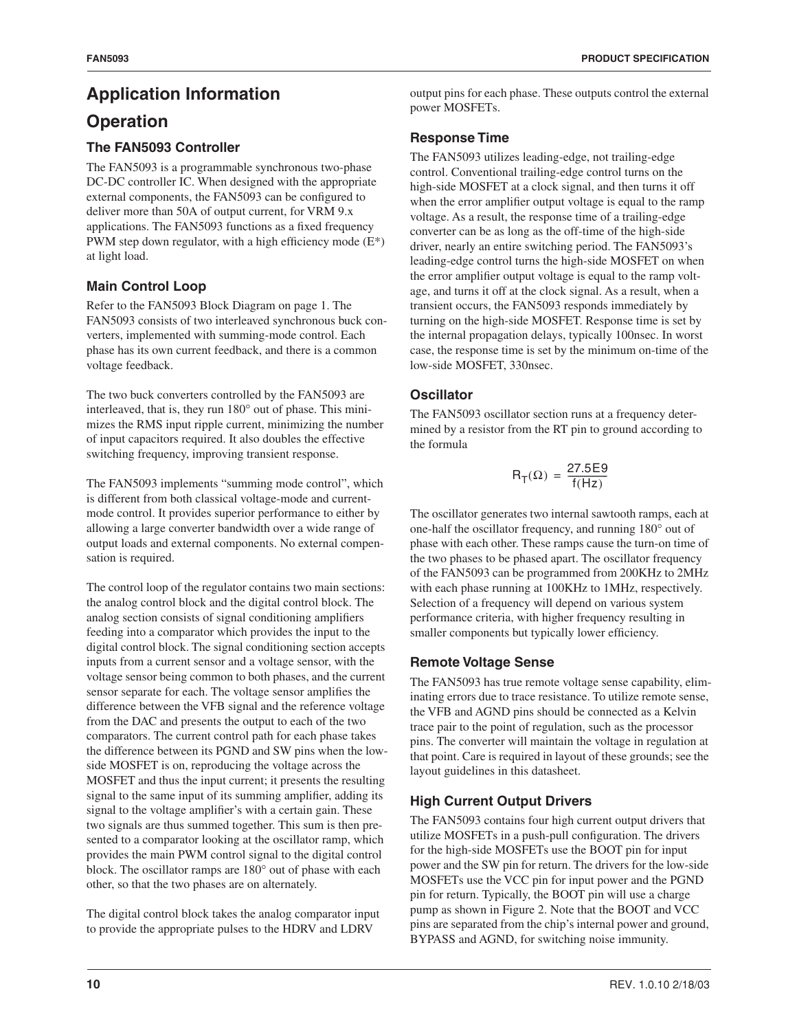# Application Information

## Operation

### The FAN5093 Controller

The FAN5093 is a programmable synchronous two-phase DC-DC controller IC. When designed with the appropriate external components, the FAN5093 can be configured to deliver more than 50A of output current, for VRM 9.x applications. The FAN5093 functions as a fixed frequency PWM step down regulator, with a high efficiency mode (E*) at light load.

### Main Control Loop

Refer to the FAN5093 Block Diagram on page 1. The FAN5093 consists of two interleaved synchronous buck converters, implemented with summing-mode control. Each phase has its own current feedback, and there is a common voltage feedback.

The two buck converters controlled by the FAN5093 are interleaved, that is, they run 180° out of phase. This minimizes the RMS input ripple current, minimizing the number of input capacitors required. It also doubles the effective switching frequency, improving transient response.

The FAN5093 implements "summing mode control", which is different from both classical voltage-mode and current-mode control. It provides superior performance to either by allowing a large converter bandwidth over a wide range of output loads and external components. No external compensation is required.

The control loop of the regulator contains two main sections: the analog control block and the digital control block. The analog section consists of signal conditioning amplifiers feeding into a comparator which provides the input to the digital control block. The signal conditioning section accepts inputs from a current sensor and a voltage sensor, with the voltage sensor being common to both phases, and the current sensor separate for each. The voltage sensor amplifies the difference between the VFB signal and the reference voltage from the DAC and presents the output to each of the two comparators. The current control path for each phase takes the difference between its PGND and SW pins when the low-side MOSFET is on, reproducing the voltage across the MOSFET and thus the input current; it presents the resulting signal to the same input of its summing amplifier, adding its signal to the voltage amplifier's with a certain gain. These two signals are thus summed together. This sum is then presented to a comparator looking at the oscillator ramp, which provides the main PWM control signal to the digital control block. The oscillator ramps are 180° out of phase with each other, so that the two phases are on alternately.

The digital control block takes the analog comparator input to provide the appropriate pulses to the HDRV and LDRV output pins for each phase. These outputs control the external power MOSFETs.

### Response Time

The FAN5093 utilizes leading-edge, not trailing-edge control. Conventional trailing-edge control turns on the high-side MOSFET at a clock signal, and then turns it off when the error amplifier output voltage is equal to the ramp voltage. As a result, the response time of a trailing-edge converter can be as long as the off-time of the high-side driver, nearly an entire switching period. The FAN5093's leading-edge control turns the high-side MOSFET on when the error amplifier output voltage is equal to the ramp voltage, and turns it off at the clock signal. As a result, when a transient occurs, the FAN5093 responds immediately by turning on the high-side MOSFET. Response time is set by the internal propagation delays, typically 100nsec. In worst case, the response time is set by the minimum on-time of the low-side MOSFET, 330nsec.

### Oscillator

The FAN5093 oscillator section runs at a frequency determined by a resistor from the RT pin to ground according to the formula

$$R_T(\Omega) = \frac{27.5E9}{f(Hz)}$$

The oscillator generates two internal sawtooth ramps, each at one-half the oscillator frequency, and running 180° out of phase with each other. These ramps cause the turn-on time of the two phases to be phased apart. The oscillator frequency of the FAN5093 can be programmed from 200KHz to 2MHz with each phase running at 100KHz to 1MHz, respectively. Selection of a frequency will depend on various system performance criteria, with higher frequency resulting in smaller components but typically lower efficiency.

### Remote Voltage Sense

The FAN5093 has true remote voltage sense capability, eliminating errors due to trace resistance. To utilize remote sense, the VFB and AGND pins should be connected as a Kelvin trace pair to the point of regulation, such as the processor pins. The converter will maintain the voltage in regulation at that point. Care is required in layout of these grounds; see the layout guidelines in this datasheet.

### High Current Output Drivers

The FAN5093 contains four high current output drivers that utilize MOSFETs in a push-pull configuration. The drivers for the high-side MOSFETs use the BOOT pin for input power and the SW pin for return. The drivers for the low-side MOSFETs use the VCC pin for input power and the PGND pin for return. Typically, the BOOT pin will use a charge pump as shown in Figure 2. Note that the BOOT and VCC pins are separated from the chip's internal power and ground, BYPASS and AGND, for switching noise immunity.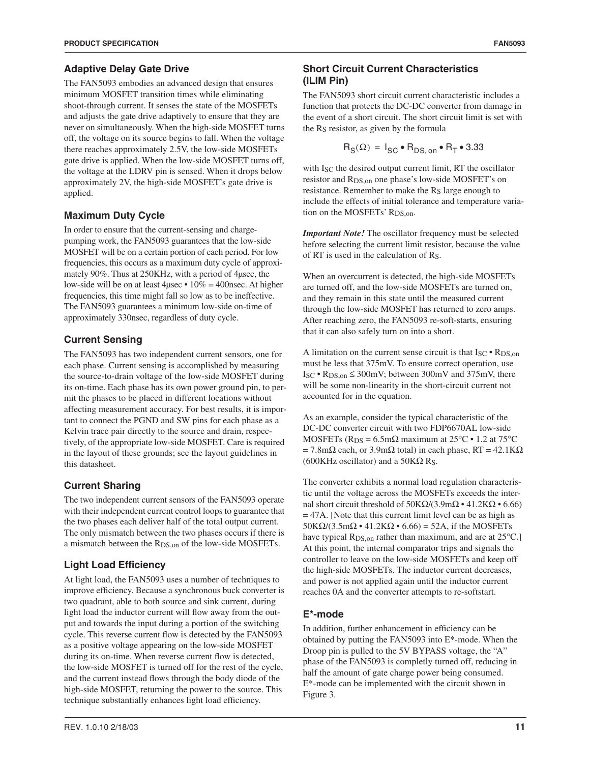### Adaptive Delay Gate Drive

The FAN5093 embodies an advanced design that ensures minimum MOSFET transition times while eliminating shoot-through current. It senses the state of the MOSFETs and adjusts the gate drive adaptively to ensure that they are never on simultaneously. When the high-side MOSFET turns off, the voltage on its source begins to fall. When the voltage there reaches approximately 2.5V, the low-side MOSFETs gate drive is applied. When the low-side MOSFET turns off, the voltage at the LDRV pin is sensed. When it drops below approximately 2V, the high-side MOSFET's gate drive is applied.

### Maximum Duty Cycle

In order to ensure that the current-sensing and charge-pumping work, the FAN5093 guarantees that the low-side MOSFET will be on a certain portion of each period. For low frequencies, this occurs as a maximum duty cycle of approximately 90%. Thus at 250KHz, with a period of 4μsec, the low-side will be on at least 4μsec • 10% = 400nsec. At higher frequencies, this time might fall so low as to be ineffective. The FAN5093 guarantees a minimum low-side on-time of approximately 330nsec, regardless of duty cycle.

### Current Sensing

The FAN5093 has two independent current sensors, one for each phase. Current sensing is accomplished by measuring the source-to-drain voltage of the low-side MOSFET during its on-time. Each phase has its own power ground pin, to permit the phases to be placed in different locations without affecting measurement accuracy. For best results, it is important to connect the PGND and SW pins for each phase as a Kelvin trace pair directly to the source and drain, respectively, of the appropriate low-side MOSFET. Care is required in the layout of these grounds; see the layout guidelines in this datasheet.

### Current Sharing

The two independent current sensors of the FAN5093 operate with their independent current control loops to guarantee that the two phases each deliver half of the total output current. The only mismatch between the two phases occurs if there is a mismatch between the $R_{DS,on}$ of the low-side MOSFETs.

### Light Load Efficiency

At light load, the FAN5093 uses a number of techniques to improve efficiency. Because a synchronous buck converter is two quadrant, able to both source and sink current, during light load the inductor current will flow away from the output and towards the input during a portion of the switching cycle. This reverse current flow is detected by the FAN5093 as a positive voltage appearing on the low-side MOSFET during its on-time. When reverse current flow is detected, the low-side MOSFET is turned off for the rest of the cycle, and the current instead flows through the body diode of the high-side MOSFET, returning the power to the source. This technique substantially enhances light load efficiency.

### Short Circuit Current Characteristics (ILIM Pin)

The FAN5093 short circuit current characteristic includes a function that protects the DC-DC converter from damage in the event of a short circuit. The short circuit limit is set with the $R_S$ resistor, as given by the formula

$$R_S(\Omega) = I_{SC} \bullet R_{DS,\,on} \bullet R_T \bullet 3.33$$

with $I_{SC}$ the desired output current limit, RT the oscillator resistor and $R_{DS,on}$ one phase's low-side MOSFET's on resistance. Remember to make the $R_S$ large enough to include the effects of initial tolerance and temperature variation on the MOSFETs' $R_{DS,on}$.

***Important Note!*** The oscillator frequency must be selected before selecting the current limit resistor, because the value of RT is used in the calculation of $R_S$.

When an overcurrent is detected, the high-side MOSFETs are turned off, and the low-side MOSFETs are turned on, and they remain in this state until the measured current through the low-side MOSFET has returned to zero amps. After reaching zero, the FAN5093 re-soft-starts, ensuring that it can also safely turn on into a short.

A limitation on the current sense circuit is that $I_{SC} \bullet R_{DS,on}$ must be less that 375mV. To ensure correct operation, use $I_{SC} \bullet R_{DS,on} \leq 300mV$; between 300mV and 375mV, there will be some non-linearity in the short-circuit current not accounted for in the equation.

As an example, consider the typical characteristic of the DC-DC converter circuit with two FDP6670AL low-side MOSFETs ($R_{DS}$ = 6.5mΩ maximum at 25°C • 1.2 at 75°C = 7.8mΩ each, or 3.9mΩ total) in each phase, RT = 42.1KΩ (600KHz oscillator) and a 50KΩ $R_S$.

The converter exhibits a normal load regulation characteristic until the voltage across the MOSFETs exceeds the internal short circuit threshold of 50KΩ/(3.9mΩ • 41.2KΩ • 6.66) = 47A. [Note that this current limit level can be as high as 50KΩ/(3.5mΩ • 41.2KΩ • 6.66) = 52A, if the MOSFETs have typical $R_{DS,on}$ rather than maximum, and are at 25°C.] At this point, the internal comparator trips and signals the controller to leave on the low-side MOSFETs and keep off the high-side MOSFETs. The inductor current decreases, and power is not applied again until the inductor current reaches 0A and the converter attempts to re-softstart.

### E*-mode

In addition, further enhancement in efficiency can be obtained by putting the FAN5093 into E*-mode. When the Droop pin is pulled to the 5V BYPASS voltage, the "A" phase of the FAN5093 is completly turned off, reducing in half the amount of gate charge power being consumed. E*-mode can be implemented with the circuit shown in Figure 3.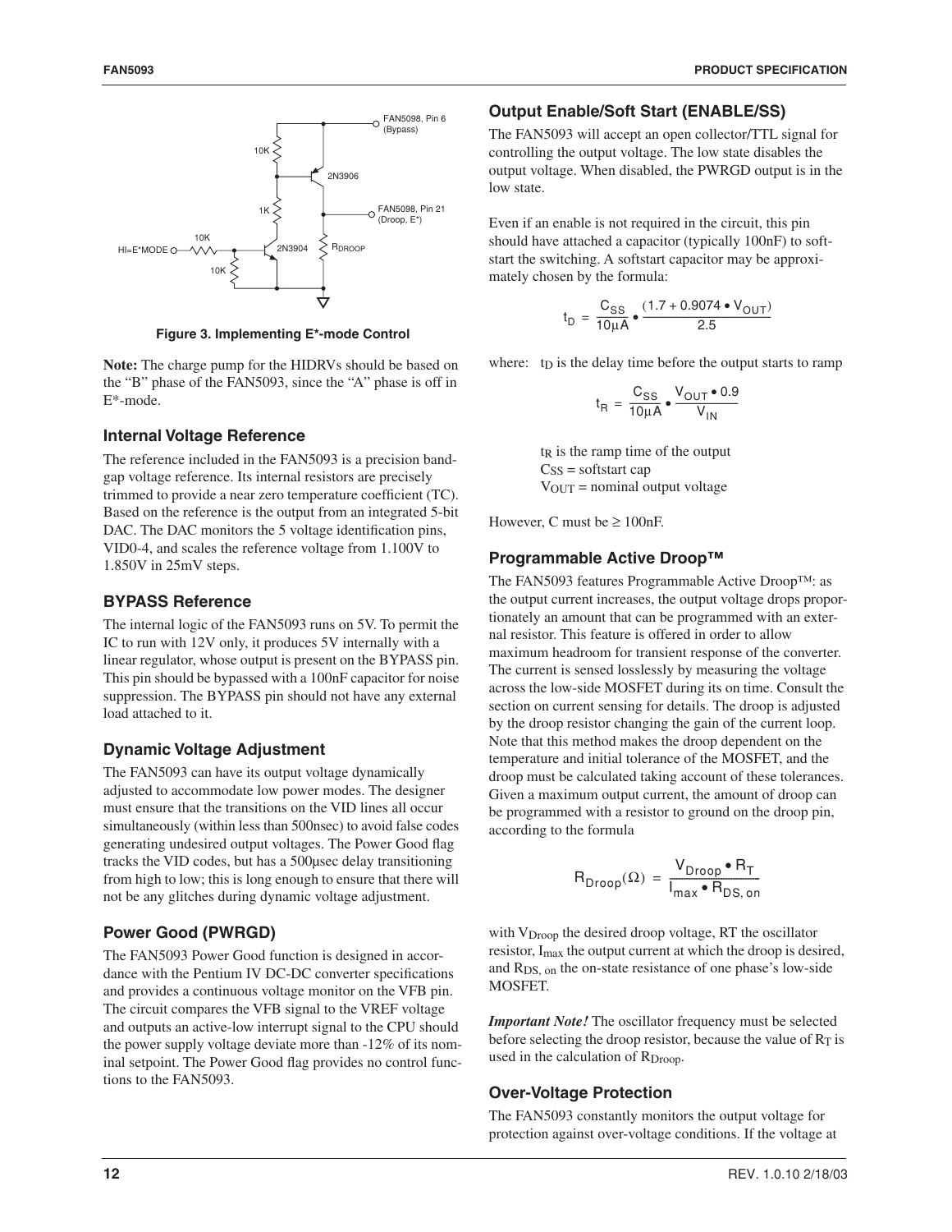Figure 3. Implementing E*-mode Control

**Note:** The charge pump for the HIDRVs should be based on the "B" phase of the FAN5093, since the "A" phase is off in E*-mode.

### Internal Voltage Reference

The reference included in the FAN5093 is a precision band-gap voltage reference. Its internal resistors are precisely trimmed to provide a near zero temperature coefficient (TC). Based on the reference is the output from an integrated 5-bit DAC. The DAC monitors the 5 voltage identification pins, VID0-4, and scales the reference voltage from 1.100V to 1.850V in 25mV steps.

### BYPASS Reference

The internal logic of the FAN5093 runs on 5V. To permit the IC to run with 12V only, it produces 5V internally with a linear regulator, whose output is present on the BYPASS pin. This pin should be bypassed with a 100nF capacitor for noise suppression. The BYPASS pin should not have any external load attached to it.

### Dynamic Voltage Adjustment

The FAN5093 can have its output voltage dynamically adjusted to accommodate low power modes. The designer must ensure that the transitions on the VID lines all occur simultaneously (within less than 500nsec) to avoid false codes generating undesired output voltages. The Power Good flag tracks the VID codes, but has a 500µsec delay transitioning from high to low; this is long enough to ensure that there will not be any glitches during dynamic voltage adjustment.

### Power Good (PWRGD)

The FAN5093 Power Good function is designed in accordance with the Pentium IV DC-DC converter specifications and provides a continuous voltage monitor on the VFB pin. The circuit compares the VFB signal to the VREF voltage and outputs an active-low interrupt signal to the CPU should the power supply voltage deviate more than -12% of its nominal setpoint. The Power Good flag provides no control functions to the FAN5093.

### Output Enable/Soft Start (ENABLE/SS)

The FAN5093 will accept an open collector/TTL signal for controlling the output voltage. The low state disables the output voltage. When disabled, the PWRGD output is in the low state.

Even if an enable is not required in the circuit, this pin should have attached a capacitor (typically 100nF) to soft-start the switching. A softstart capacitor may be approximately chosen by the formula:

$$t_D = \frac{C_{SS}}{10\mu A} \bullet \frac{(1.7 + 0.9074 \bullet V_{OUT})}{2.5}$$

where: $t_D$ is the delay time before the output starts to ramp

$$t_R = \frac{C_{SS}}{10\mu A} \bullet \frac{V_{OUT} \bullet 0.9}{V_{IN}}$$

$t_R$ is the ramp time of the output
$C_{SS}$ = softstart cap
$V_{OUT}$ = nominal output voltage

However, C must be ≥ 100nF.

### Programmable Active Droop™

The FAN5093 features Programmable Active Droop™: as the output current increases, the output voltage drops proportionately an amount that can be programmed with an external resistor. This feature is offered in order to allow maximum headroom for transient response of the converter. The current is sensed losslessly by measuring the voltage across the low-side MOSFET during its on time. Consult the section on current sensing for details. The droop is adjusted by the droop resistor changing the gain of the current loop. Note that this method makes the droop dependent on the temperature and initial tolerance of the MOSFET, and the droop must be calculated taking account of these tolerances. Given a maximum output current, the amount of droop can be programmed with a resistor to ground on the droop pin, according to the formula

$$R_{Droop}(\Omega) = \frac{V_{Droop} \bullet R_T}{I_{max} \bullet R_{DS,\,on}}$$

with $V_{Droop}$ the desired droop voltage, RT the oscillator resistor, $I_{max}$ the output current at which the droop is desired, and $R_{DS,\,on}$ the on-state resistance of one phase's low-side MOSFET.

***Important Note!*** The oscillator frequency must be selected before selecting the droop resistor, because the value of $R_T$ is used in the calculation of $R_{Droop}$.

### Over-Voltage Protection

The FAN5093 constantly monitors the output voltage for protection against over-voltage conditions. If the voltage at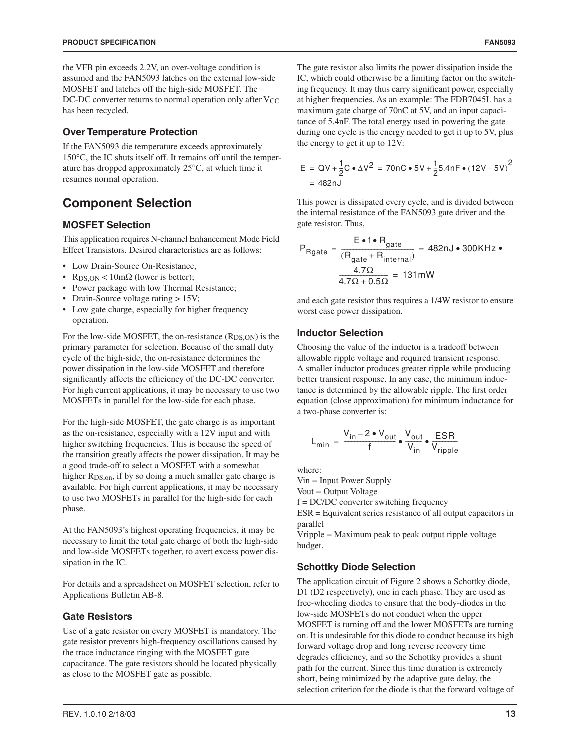the VFB pin exceeds 2.2V, an over-voltage condition is assumed and the FAN5093 latches on the external low-side MOSFET and latches off the high-side MOSFET. The DC-DC converter returns to normal operation only after $V_{CC}$ has been recycled.

### Over Temperature Protection

If the FAN5093 die temperature exceeds approximately 150°C, the IC shuts itself off. It remains off until the temperature has dropped approximately 25°C, at which time it resumes normal operation.

## Component Selection

### MOSFET Selection

This application requires N-channel Enhancement Mode Field Effect Transistors. Desired characteristics are as follows:

- Low Drain-Source On-Resistance,
- $R_{DS,ON} < 10m\Omega$ (lower is better);
- Power package with low Thermal Resistance;
- Drain-Source voltage rating > 15V;
- Low gate charge, especially for higher frequency operation.

For the low-side MOSFET, the on-resistance ($R_{DS,ON}$) is the primary parameter for selection. Because of the small duty cycle of the high-side, the on-resistance determines the power dissipation in the low-side MOSFET and therefore significantly affects the efficiency of the DC-DC converter. For high current applications, it may be necessary to use two MOSFETs in parallel for the low-side for each phase.

For the high-side MOSFET, the gate charge is as important as the on-resistance, especially with a 12V input and with higher switching frequencies. This is because the speed of the transition greatly affects the power dissipation. It may be a good trade-off to select a MOSFET with a somewhat higher $R_{DS,on}$, if by so doing a much smaller gate charge is available. For high current applications, it may be necessary to use two MOSFETs in parallel for the high-side for each phase.

At the FAN5093's highest operating frequencies, it may be necessary to limit the total gate charge of both the high-side and low-side MOSFETs together, to avert excess power dissipation in the IC.

For details and a spreadsheet on MOSFET selection, refer to Applications Bulletin AB-8.

### Gate Resistors

Use of a gate resistor on every MOSFET is mandatory. The gate resistor prevents high-frequency oscillations caused by the trace inductance ringing with the MOSFET gate capacitance. The gate resistors should be located physically as close to the MOSFET gate as possible.

The gate resistor also limits the power dissipation inside the IC, which could otherwise be a limiting factor on the switching frequency. It may thus carry significant power, especially at higher frequencies. As an example: The FDB7045L has a maximum gate charge of 70nC at 5V, and an input capacitance of 5.4nF. The total energy used in powering the gate during one cycle is the energy needed to get it up to 5V, plus the energy to get it up to 12V:

$$E = QV + \frac{1}{2}C \bullet \Delta V^2 = 70nC \bullet 5V + \frac{1}{2}5.4nF \bullet (12V - 5V)^2 = 482nJ$$

This power is dissipated every cycle, and is divided between the internal resistance of the FAN5093 gate driver and the gate resistor. Thus,

$$P_{Rgate} = \frac{E \bullet f \bullet R_{gate}}{(R_{gate} + R_{internal})} = 482nJ \bullet 300KHz \bullet \frac{4.7\Omega}{4.7\Omega + 0.5\Omega} = 131mW$$

and each gate resistor thus requires a 1/4W resistor to ensure worst case power dissipation.

### Inductor Selection

Choosing the value of the inductor is a tradeoff between allowable ripple voltage and required transient response. A smaller inductor produces greater ripple while producing better transient response. In any case, the minimum inductance is determined by the allowable ripple. The first order equation (close approximation) for minimum inductance for a two-phase converter is:

$$L_{min} = \frac{V_{in} - 2 \bullet V_{out}}{f} \bullet \frac{V_{out}}{V_{in}} \bullet \frac{ESR}{V_{ripple}}$$

where:
Vin = Input Power Supply
Vout = Output Voltage
f = DC/DC converter switching frequency
ESR = Equivalent series resistance of all output capacitors in parallel
Vripple = Maximum peak to peak output ripple voltage budget.

### Schottky Diode Selection

The application circuit of Figure 2 shows a Schottky diode, D1 (D2 respectively), one in each phase. They are used as free-wheeling diodes to ensure that the body-diodes in the low-side MOSFETs do not conduct when the upper MOSFET is turning off and the lower MOSFETs are turning on. It is undesirable for this diode to conduct because its high forward voltage drop and long reverse recovery time degrades efficiency, and so the Schottky provides a shunt path for the current. Since this time duration is extremely short, being minimized by the adaptive gate delay, the selection criterion for the diode is that the forward voltage of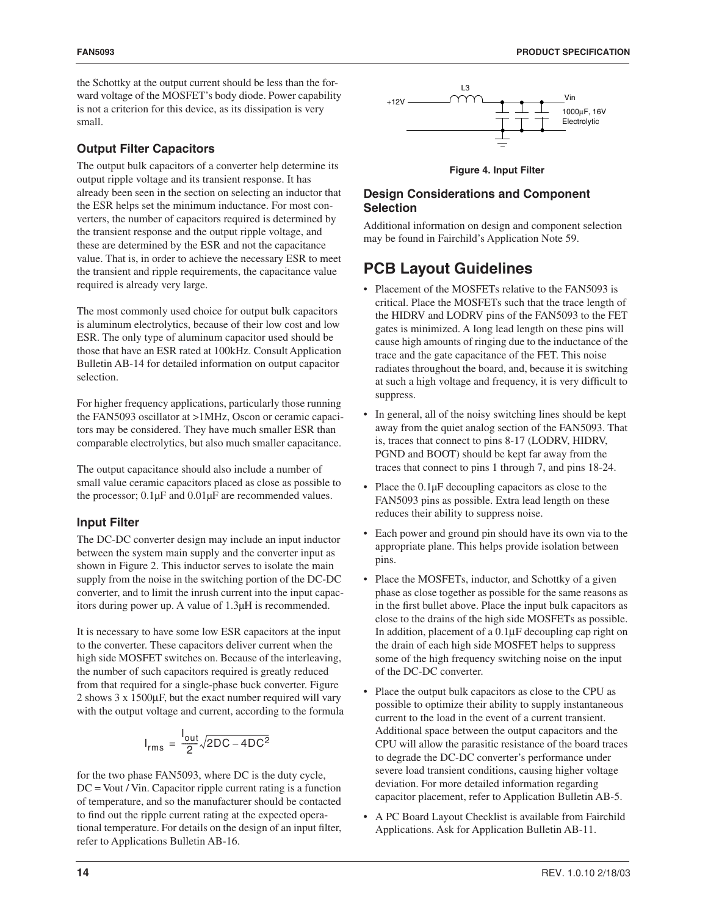the Schottky at the output current should be less than the forward voltage of the MOSFET's body diode. Power capability is not a criterion for this device, as its dissipation is very small.

### Output Filter Capacitors

The output bulk capacitors of a converter help determine its output ripple voltage and its transient response. It has already been seen in the section on selecting an inductor that the ESR helps set the minimum inductance. For most converters, the number of capacitors required is determined by the transient response and the output ripple voltage, and these are determined by the ESR and not the capacitance value. That is, in order to achieve the necessary ESR to meet the transient and ripple requirements, the capacitance value required is already very large.

The most commonly used choice for output bulk capacitors is aluminum electrolytics, because of their low cost and low ESR. The only type of aluminum capacitor used should be those that have an ESR rated at 100kHz. Consult Application Bulletin AB-14 for detailed information on output capacitor selection.

For higher frequency applications, particularly those running the FAN5093 oscillator at >1MHz, Oscon or ceramic capacitors may be considered. They have much smaller ESR than comparable electrolytics, but also much smaller capacitance.

The output capacitance should also include a number of small value ceramic capacitors placed as close as possible to the processor; 0.1µF and 0.01µF are recommended values.

### Input Filter

The DC-DC converter design may include an input inductor between the system main supply and the converter input as shown in Figure 2. This inductor serves to isolate the main supply from the noise in the switching portion of the DC-DC converter, and to limit the inrush current into the input capacitors during power up. A value of 1.3µH is recommended.

It is necessary to have some low ESR capacitors at the input to the converter. These capacitors deliver current when the high side MOSFET switches on. Because of the interleaving, the number of such capacitors required is greatly reduced from that required for a single-phase buck converter. Figure 2 shows 3 x 1500µF, but the exact number required will vary with the output voltage and current, according to the formula

$$I_{rms} = \frac{I_{out}}{2}\sqrt{2DC - 4DC^2}$$

for the two phase FAN5093, where DC is the duty cycle, DC = Vout / Vin. Capacitor ripple current rating is a function of temperature, and so the manufacturer should be contacted to find out the ripple current rating at the expected operational temperature. For details on the design of an input filter, refer to Applications Bulletin AB-16.

L3

+12V

Vin

1000µF, 16V
Electrolytic

**Figure 4. Input Filter**

### Design Considerations and Component Selection

Additional information on design and component selection may be found in Fairchild's Application Note 59.

## PCB Layout Guidelines

- Placement of the MOSFETs relative to the FAN5093 is critical. Place the MOSFETs such that the trace length of the HIDRV and LODRV pins of the FAN5093 to the FET gates is minimized. A long lead length on these pins will cause high amounts of ringing due to the inductance of the trace and the gate capacitance of the FET. This noise radiates throughout the board, and, because it is switching at such a high voltage and frequency, it is very difficult to suppress.
- In general, all of the noisy switching lines should be kept away from the quiet analog section of the FAN5093. That is, traces that connect to pins 8-17 (LODRV, HIDRV, PGND and BOOT) should be kept far away from the traces that connect to pins 1 through 7, and pins 18-24.
- Place the 0.1µF decoupling capacitors as close to the FAN5093 pins as possible. Extra lead length on these reduces their ability to suppress noise.
- Each power and ground pin should have its own via to the appropriate plane. This helps provide isolation between pins.
- Place the MOSFETs, inductor, and Schottky of a given phase as close together as possible for the same reasons as in the first bullet above. Place the input bulk capacitors as close to the drains of the high side MOSFETs as possible. In addition, placement of a 0.1µF decoupling cap right on the drain of each high side MOSFET helps to suppress some of the high frequency switching noise on the input of the DC-DC converter.
- Place the output bulk capacitors as close to the CPU as possible to optimize their ability to supply instantaneous current to the load in the event of a current transient. Additional space between the output capacitors and the CPU will allow the parasitic resistance of the board traces to degrade the DC-DC converter's performance under severe load transient conditions, causing higher voltage deviation. For more detailed information regarding capacitor placement, refer to Application Bulletin AB-5.
- A PC Board Layout Checklist is available from Fairchild Applications. Ask for Application Bulletin AB-11.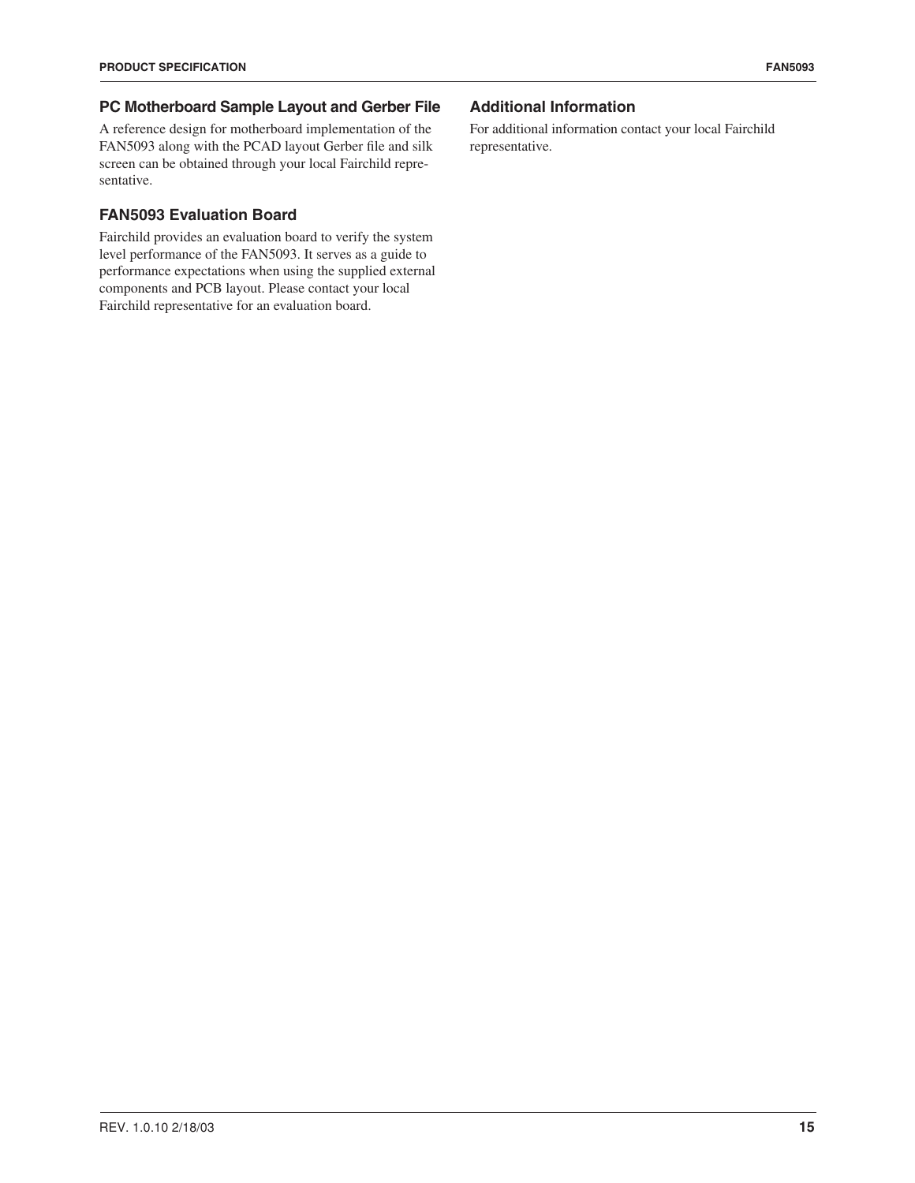## PC Motherboard Sample Layout and Gerber File

A reference design for motherboard implementation of the FAN5093 along with the PCAD layout Gerber file and silk screen can be obtained through your local Fairchild representative.

## FAN5093 Evaluation Board

Fairchild provides an evaluation board to verify the system level performance of the FAN5093. It serves as a guide to performance expectations when using the supplied external components and PCB layout. Please contact your local Fairchild representative for an evaluation board.

## Additional Information

For additional information contact your local Fairchild representative.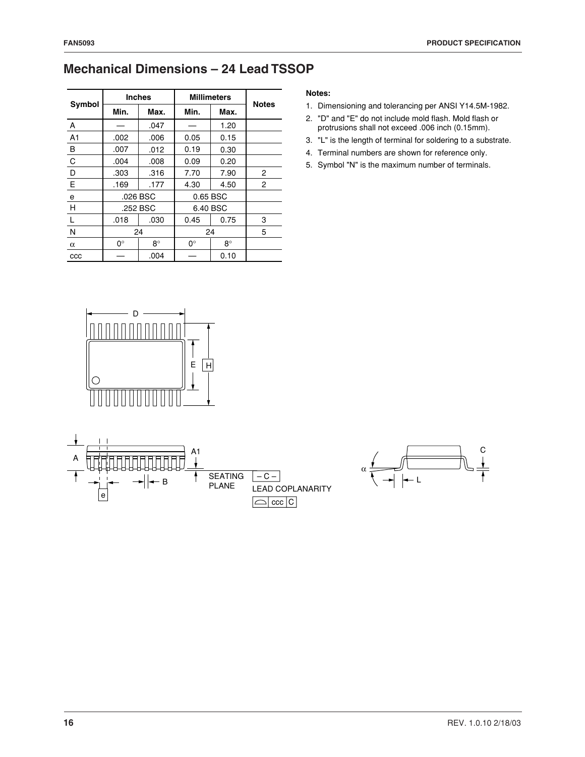## Mechanical Dimensions – 24 Lead TSSOP

| Symbol | Inches | | Millimeters | | Notes |
|---|---|---|---|---|---|
| | Min. | Max. | Min. | Max. | |
| A | — | .047 | — | 1.20 | |
| A1 | .002 | .006 | 0.05 | 0.15 | |
| B | .007 | .012 | 0.19 | 0.30 | |
| C | .004 | .008 | 0.09 | 0.20 | |
| D | .303 | .316 | 7.70 | 7.90 | 2 |
| E | .169 | .177 | 4.30 | 4.50 | 2 |
| e | .026 BSC | | 0.65 BSC | | |
| H | .252 BSC | | 6.40 BSC | | |
| L | .018 | .030 | 0.45 | 0.75 | 3 |
| N | 24 | | 24 | | 5 |
| α | 0° | 8° | 0° | 8° | |
| ccc | — | .004 | — | 0.10 | |

**Notes:**

1. Dimensioning and tolerancing per ANSI Y14.5M-1982.
2. "D" and "E" do not include mold flash. Mold flash or protrusions shall not exceed .006 inch (0.15mm).
3. "L" is the length of terminal for soldering to a substrate.
4. Terminal numbers are shown for reference only.
5. Symbol "N" is the maximum number of terminals.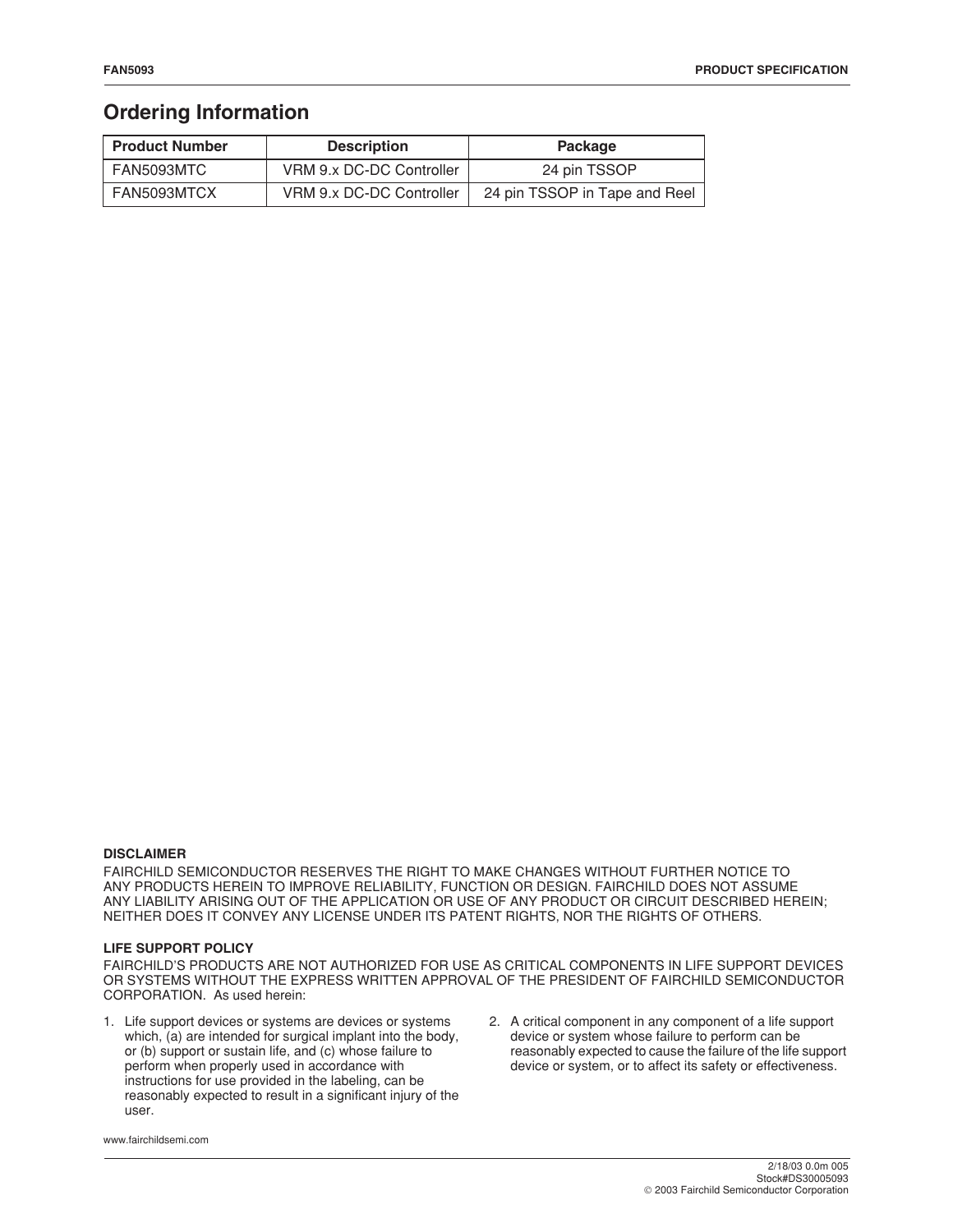## Ordering Information

| Product Number | Description | Package |
|---|---|---|
| FAN5093MTC | VRM 9.x DC-DC Controller | 24 pin TSSOP |
| FAN5093MTCX | VRM 9.x DC-DC Controller | 24 pin TSSOP in Tape and Reel |

**DISCLAIMER**

FAIRCHILD SEMICONDUCTOR RESERVES THE RIGHT TO MAKE CHANGES WITHOUT FURTHER NOTICE TO ANY PRODUCTS HEREIN TO IMPROVE RELIABILITY, FUNCTION OR DESIGN. FAIRCHILD DOES NOT ASSUME ANY LIABILITY ARISING OUT OF THE APPLICATION OR USE OF ANY PRODUCT OR CIRCUIT DESCRIBED HEREIN; NEITHER DOES IT CONVEY ANY LICENSE UNDER ITS PATENT RIGHTS, NOR THE RIGHTS OF OTHERS.

**LIFE SUPPORT POLICY**

FAIRCHILD'S PRODUCTS ARE NOT AUTHORIZED FOR USE AS CRITICAL COMPONENTS IN LIFE SUPPORT DEVICES OR SYSTEMS WITHOUT THE EXPRESS WRITTEN APPROVAL OF THE PRESIDENT OF FAIRCHILD SEMICONDUCTOR CORPORATION. As used herein:

1. Life support devices or systems are devices or systems which, (a) are intended for surgical implant into the body, or (b) support or sustain life, and (c) whose failure to perform when properly used in accordance with instructions for use provided in the labeling, can be reasonably expected to result in a significant injury of the user.
2. A critical component in any component of a life support device or system whose failure to perform can be reasonably expected to cause the failure of the life support device or system, or to affect its safety or effectiveness.

www.fairchildsemi.com

2/18/03 0.0m 005
Stock#DS30005093
© 2003 Fairchild Semiconductor Corporation